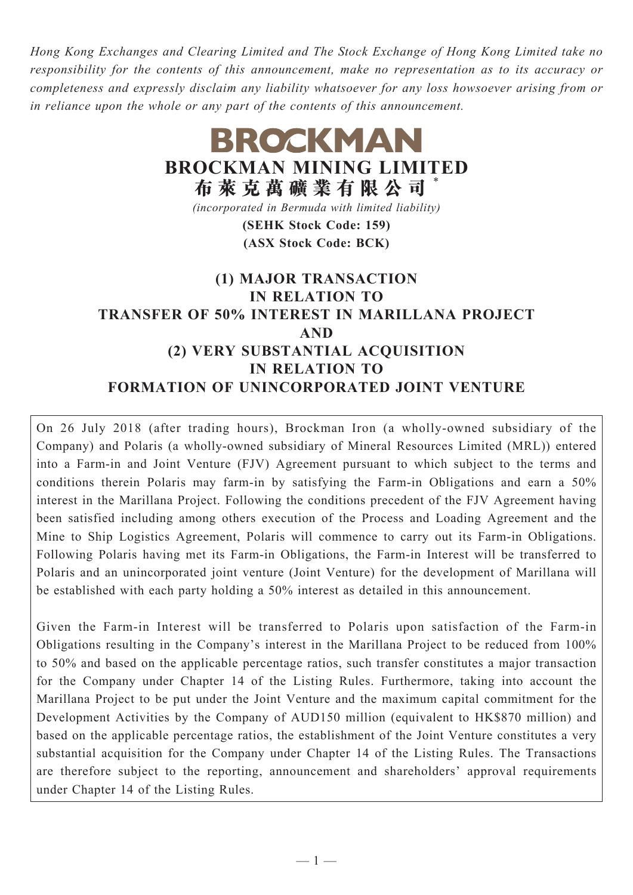*Hong Kong Exchanges and Clearing Limited and The Stock Exchange of Hong Kong Limited take no responsibility for the contents of this announcement, make no representation as to its accuracy or completeness and expressly disclaim any liability whatsoever for any loss howsoever arising from or in reliance upon the whole or any part of the contents of this announcement.*

# BROCKMAN

# BROCKMAN MINING LIMITED

# 布萊克萬礦業有限公司 *

*(incorporated in Bermuda with limited liability)*

**(SEHK Stock Code: 159)**

**(ASX Stock Code: BCK)**

## (1) MAJOR TRANSACTION IN RELATION TO TRANSFER OF 50% INTEREST IN MARILLANA PROJECT AND (2) VERY SUBSTANTIAL ACQUISITION IN RELATION TO FORMATION OF UNINCORPORATED JOINT VENTURE

On 26 July 2018 (after trading hours), Brockman Iron (a wholly-owned subsidiary of the Company) and Polaris (a wholly-owned subsidiary of Mineral Resources Limited (MRL)) entered into a Farm-in and Joint Venture (FJV) Agreement pursuant to which subject to the terms and conditions therein Polaris may farm-in by satisfying the Farm-in Obligations and earn a 50% interest in the Marillana Project. Following the conditions precedent of the FJV Agreement having been satisfied including among others execution of the Process and Loading Agreement and the Mine to Ship Logistics Agreement, Polaris will commence to carry out its Farm-in Obligations. Following Polaris having met its Farm-in Obligations, the Farm-in Interest will be transferred to Polaris and an unincorporated joint venture (Joint Venture) for the development of Marillana will be established with each party holding a 50% interest as detailed in this announcement.

Given the Farm-in Interest will be transferred to Polaris upon satisfaction of the Farm-in Obligations resulting in the Company's interest in the Marillana Project to be reduced from 100% to 50% and based on the applicable percentage ratios, such transfer constitutes a major transaction for the Company under Chapter 14 of the Listing Rules. Furthermore, taking into account the Marillana Project to be put under the Joint Venture and the maximum capital commitment for the Development Activities by the Company of AUD150 million (equivalent to HK$870 million) and based on the applicable percentage ratios, the establishment of the Joint Venture constitutes a very substantial acquisition for the Company under Chapter 14 of the Listing Rules. The Transactions are therefore subject to the reporting, announcement and shareholders' approval requirements under Chapter 14 of the Listing Rules.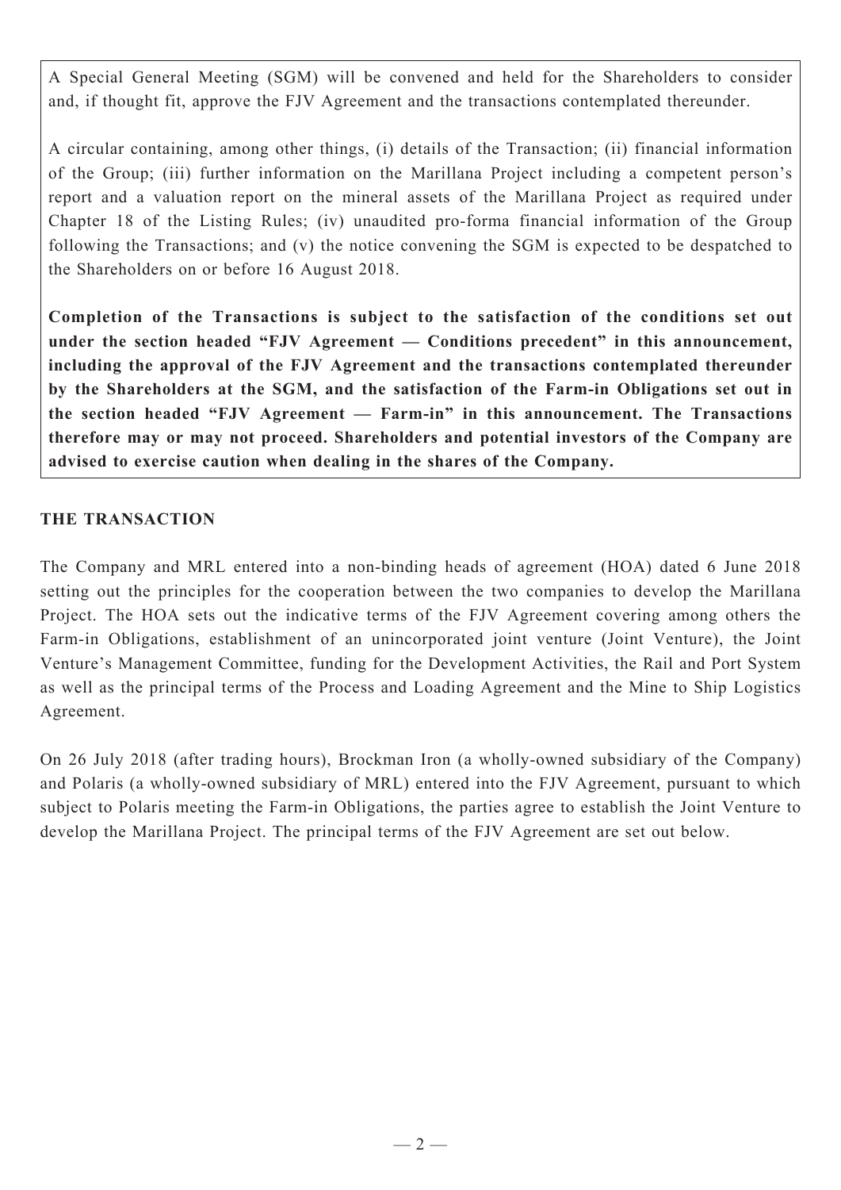A Special General Meeting (SGM) will be convened and held for the Shareholders to consider and, if thought fit, approve the FJV Agreement and the transactions contemplated thereunder.

A circular containing, among other things, (i) details of the Transaction; (ii) financial information of the Group; (iii) further information on the Marillana Project including a competent person's report and a valuation report on the mineral assets of the Marillana Project as required under Chapter 18 of the Listing Rules; (iv) unaudited pro-forma financial information of the Group following the Transactions; and (v) the notice convening the SGM is expected to be despatched to the Shareholders on or before 16 August 2018.

**Completion of the Transactions is subject to the satisfaction of the conditions set out under the section headed "FJV Agreement — Conditions precedent" in this announcement, including the approval of the FJV Agreement and the transactions contemplated thereunder by the Shareholders at the SGM, and the satisfaction of the Farm-in Obligations set out in the section headed "FJV Agreement — Farm-in" in this announcement. The Transactions therefore may or may not proceed. Shareholders and potential investors of the Company are advised to exercise caution when dealing in the shares of the Company.**

## THE TRANSACTION

The Company and MRL entered into a non-binding heads of agreement (HOA) dated 6 June 2018 setting out the principles for the cooperation between the two companies to develop the Marillana Project. The HOA sets out the indicative terms of the FJV Agreement covering among others the Farm-in Obligations, establishment of an unincorporated joint venture (Joint Venture), the Joint Venture's Management Committee, funding for the Development Activities, the Rail and Port System as well as the principal terms of the Process and Loading Agreement and the Mine to Ship Logistics Agreement.

On 26 July 2018 (after trading hours), Brockman Iron (a wholly-owned subsidiary of the Company) and Polaris (a wholly-owned subsidiary of MRL) entered into the FJV Agreement, pursuant to which subject to Polaris meeting the Farm-in Obligations, the parties agree to establish the Joint Venture to develop the Marillana Project. The principal terms of the FJV Agreement are set out below.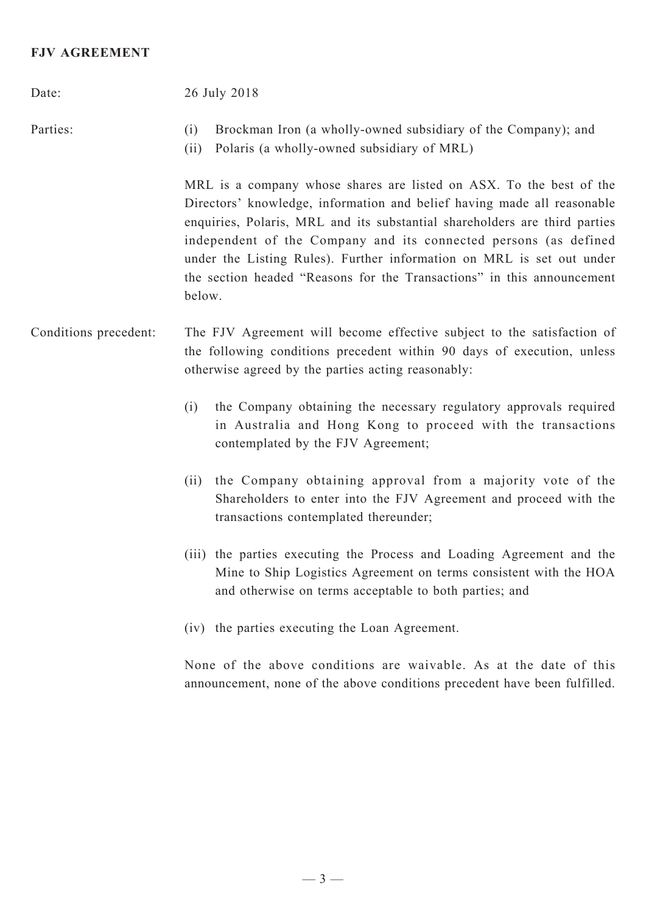**FJV AGREEMENT**

Date: 26 July 2018

Parties:

(i) Brockman Iron (a wholly-owned subsidiary of the Company); and

(ii) Polaris (a wholly-owned subsidiary of MRL)

MRL is a company whose shares are listed on ASX. To the best of the Directors' knowledge, information and belief having made all reasonable enquiries, Polaris, MRL and its substantial shareholders are third parties independent of the Company and its connected persons (as defined under the Listing Rules). Further information on MRL is set out under the section headed "Reasons for the Transactions" in this announcement below.

Conditions precedent:

The FJV Agreement will become effective subject to the satisfaction of the following conditions precedent within 90 days of execution, unless otherwise agreed by the parties acting reasonably:

(i) the Company obtaining the necessary regulatory approvals required in Australia and Hong Kong to proceed with the transactions contemplated by the FJV Agreement;

(ii) the Company obtaining approval from a majority vote of the Shareholders to enter into the FJV Agreement and proceed with the transactions contemplated thereunder;

(iii) the parties executing the Process and Loading Agreement and the Mine to Ship Logistics Agreement on terms consistent with the HOA and otherwise on terms acceptable to both parties; and

(iv) the parties executing the Loan Agreement.

None of the above conditions are waivable. As at the date of this announcement, none of the above conditions precedent have been fulfilled.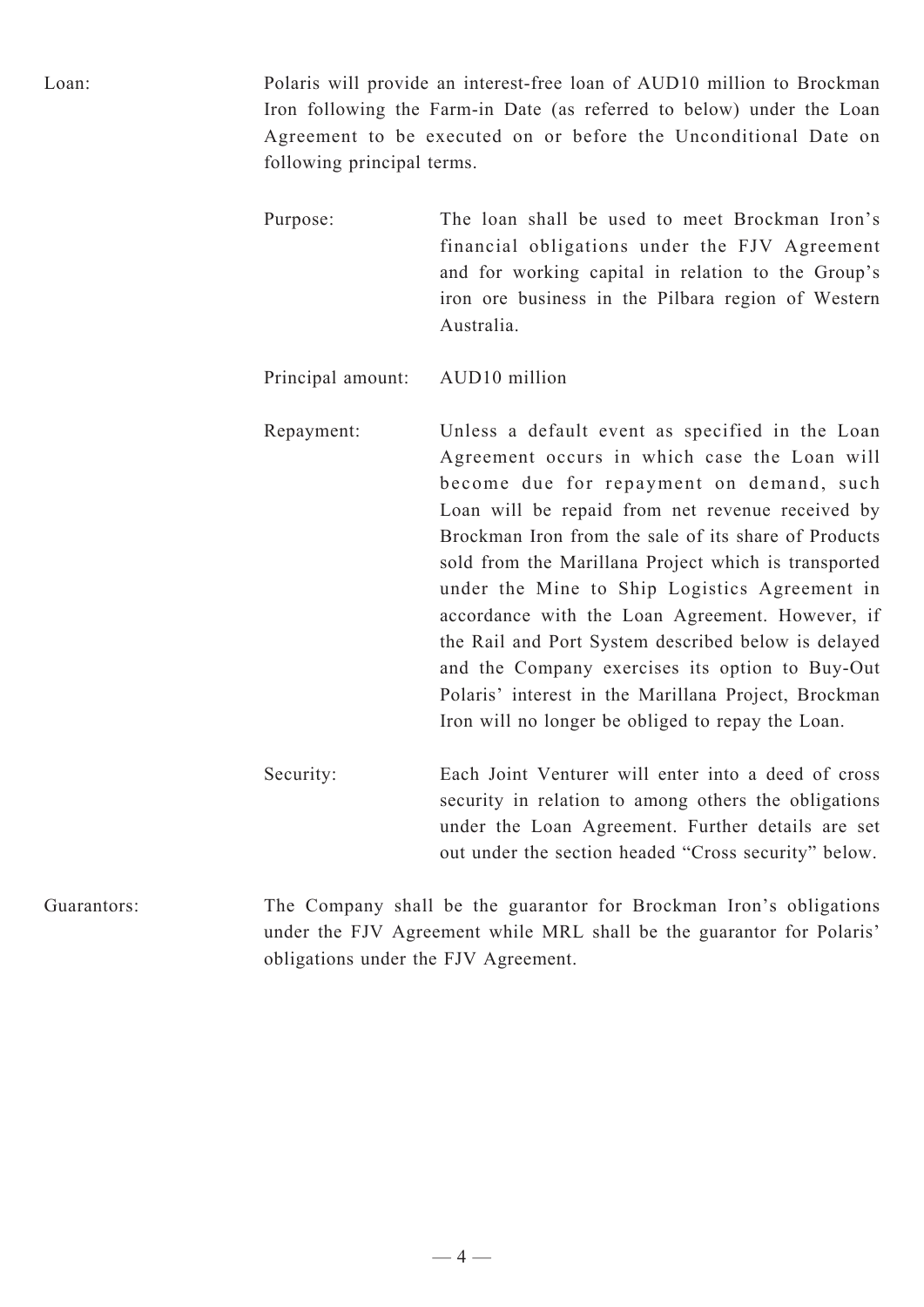**Loan:** Polaris will provide an interest-free loan of AUD10 million to Brockman Iron following the Farm-in Date (as referred to below) under the Loan Agreement to be executed on or before the Unconditional Date on following principal terms.

| | |
|---|---|
| Purpose: | The loan shall be used to meet Brockman Iron's financial obligations under the FJV Agreement and for working capital in relation to the Group's iron ore business in the Pilbara region of Western Australia. |
| Principal amount: | AUD10 million |
| Repayment: | Unless a default event as specified in the Loan Agreement occurs in which case the Loan will become due for repayment on demand, such Loan will be repaid from net revenue received by Brockman Iron from the sale of its share of Products sold from the Marillana Project which is transported under the Mine to Ship Logistics Agreement in accordance with the Loan Agreement. However, if the Rail and Port System described below is delayed and the Company exercises its option to Buy-Out Polaris' interest in the Marillana Project, Brockman Iron will no longer be obliged to repay the Loan. |
| Security: | Each Joint Venturer will enter into a deed of cross security in relation to among others the obligations under the Loan Agreement. Further details are set out under the section headed "Cross security" below. |

**Guarantors:** The Company shall be the guarantor for Brockman Iron's obligations under the FJV Agreement while MRL shall be the guarantor for Polaris' obligations under the FJV Agreement.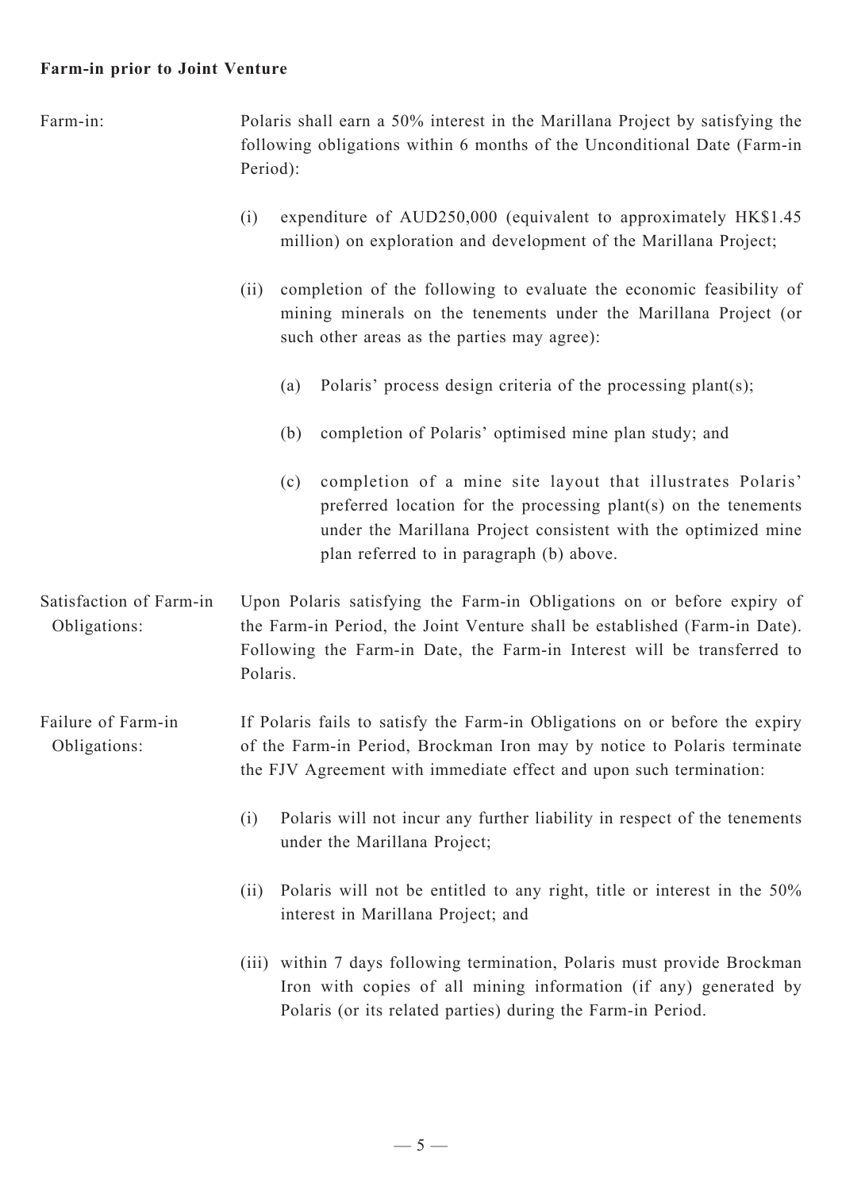**Farm-in prior to Joint Venture**

Farm-in: Polaris shall earn a 50% interest in the Marillana Project by satisfying the following obligations within 6 months of the Unconditional Date (Farm-in Period):

(i) expenditure of AUD250,000 (equivalent to approximately HK$1.45 million) on exploration and development of the Marillana Project;

(ii) completion of the following to evaluate the economic feasibility of mining minerals on the tenements under the Marillana Project (or such other areas as the parties may agree):

(a) Polaris' process design criteria of the processing plant(s);

(b) completion of Polaris' optimised mine plan study; and

(c) completion of a mine site layout that illustrates Polaris' preferred location for the processing plant(s) on the tenements under the Marillana Project consistent with the optimized mine plan referred to in paragraph (b) above.

Satisfaction of Farm-in Obligations: Upon Polaris satisfying the Farm-in Obligations on or before expiry of the Farm-in Period, the Joint Venture shall be established (Farm-in Date). Following the Farm-in Date, the Farm-in Interest will be transferred to Polaris.

Failure of Farm-in Obligations: If Polaris fails to satisfy the Farm-in Obligations on or before the expiry of the Farm-in Period, Brockman Iron may by notice to Polaris terminate the FJV Agreement with immediate effect and upon such termination:

(i) Polaris will not incur any further liability in respect of the tenements under the Marillana Project;

(ii) Polaris will not be entitled to any right, title or interest in the 50% interest in Marillana Project; and

(iii) within 7 days following termination, Polaris must provide Brockman Iron with copies of all mining information (if any) generated by Polaris (or its related parties) during the Farm-in Period.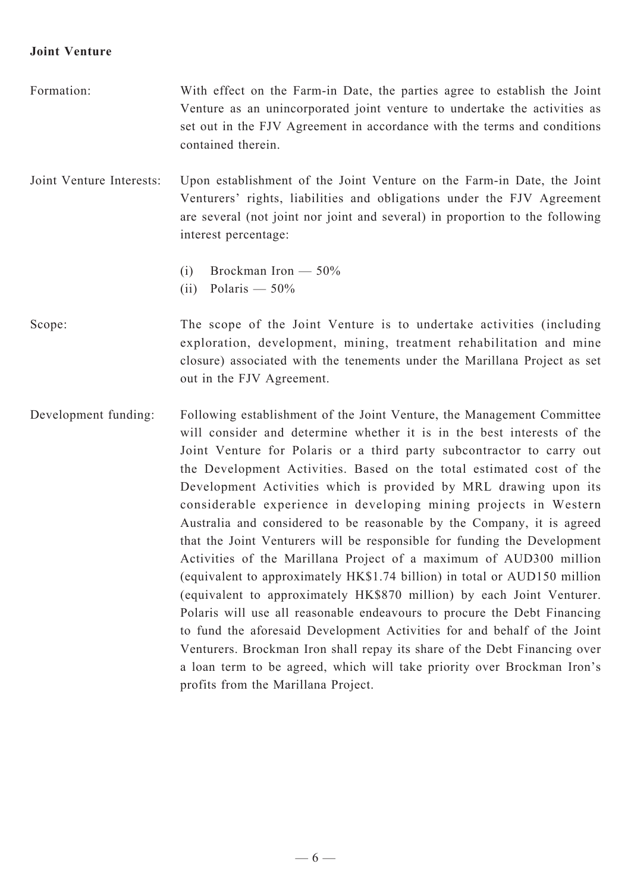**Joint Venture**

Formation: With effect on the Farm-in Date, the parties agree to establish the Joint Venture as an unincorporated joint venture to undertake the activities as set out in the FJV Agreement in accordance with the terms and conditions contained therein.

Joint Venture Interests: Upon establishment of the Joint Venture on the Farm-in Date, the Joint Venturers' rights, liabilities and obligations under the FJV Agreement are several (not joint nor joint and several) in proportion to the following interest percentage:

(i) Brockman Iron — 50%
(ii) Polaris — 50%

Scope: The scope of the Joint Venture is to undertake activities (including exploration, development, mining, treatment rehabilitation and mine closure) associated with the tenements under the Marillana Project as set out in the FJV Agreement.

Development funding: Following establishment of the Joint Venture, the Management Committee will consider and determine whether it is in the best interests of the Joint Venture for Polaris or a third party subcontractor to carry out the Development Activities. Based on the total estimated cost of the Development Activities which is provided by MRL drawing upon its considerable experience in developing mining projects in Western Australia and considered to be reasonable by the Company, it is agreed that the Joint Venturers will be responsible for funding the Development Activities of the Marillana Project of a maximum of AUD300 million (equivalent to approximately HK$1.74 billion) in total or AUD150 million (equivalent to approximately HK$870 million) by each Joint Venturer. Polaris will use all reasonable endeavours to procure the Debt Financing to fund the aforesaid Development Activities for and behalf of the Joint Venturers. Brockman Iron shall repay its share of the Debt Financing over a loan term to be agreed, which will take priority over Brockman Iron's profits from the Marillana Project.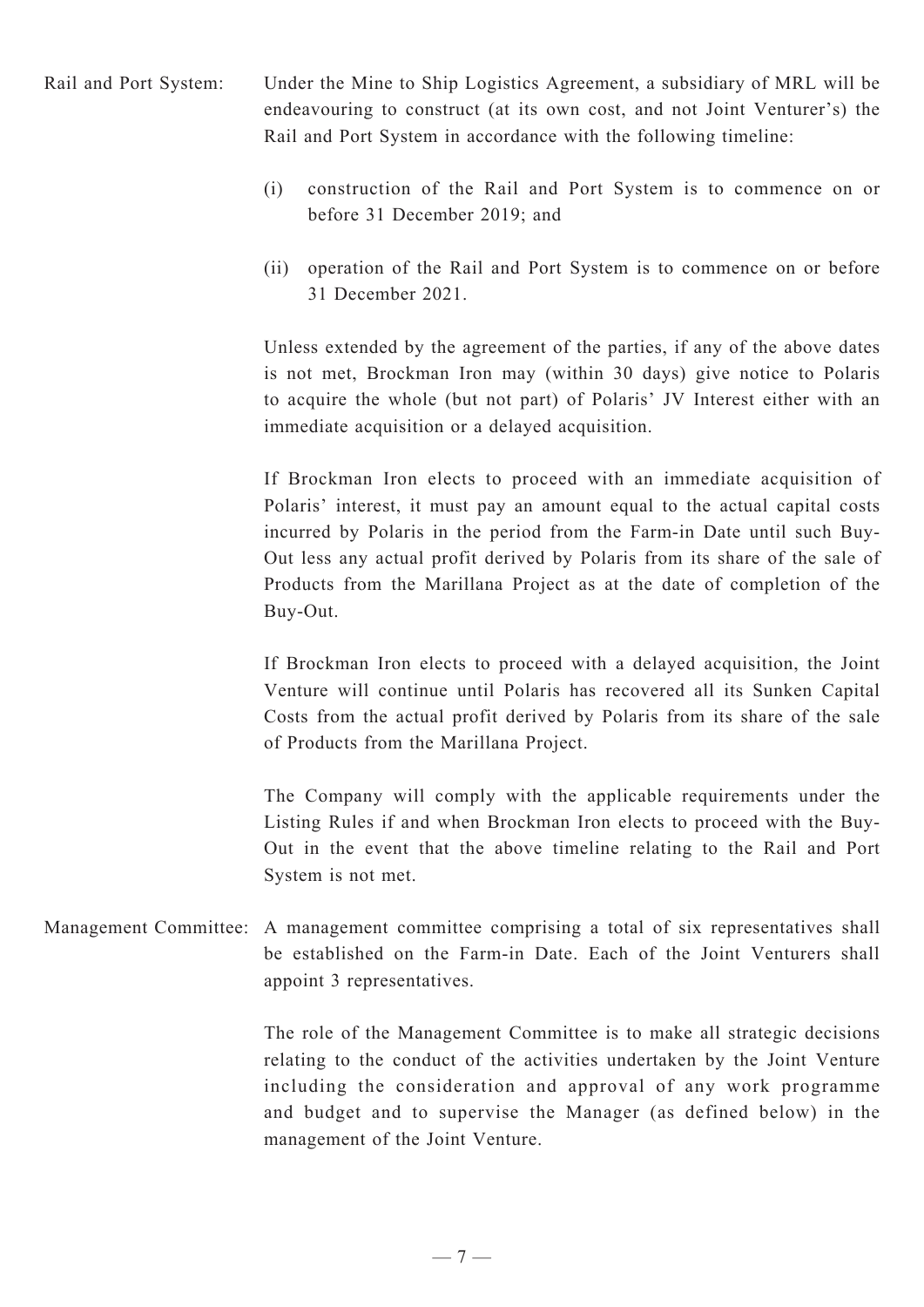Rail and Port System: Under the Mine to Ship Logistics Agreement, a subsidiary of MRL will be endeavouring to construct (at its own cost, and not Joint Venturer's) the Rail and Port System in accordance with the following timeline:

(i) construction of the Rail and Port System is to commence on or before 31 December 2019; and

(ii) operation of the Rail and Port System is to commence on or before 31 December 2021.

Unless extended by the agreement of the parties, if any of the above dates is not met, Brockman Iron may (within 30 days) give notice to Polaris to acquire the whole (but not part) of Polaris' JV Interest either with an immediate acquisition or a delayed acquisition.

If Brockman Iron elects to proceed with an immediate acquisition of Polaris' interest, it must pay an amount equal to the actual capital costs incurred by Polaris in the period from the Farm-in Date until such Buy-Out less any actual profit derived by Polaris from its share of the sale of Products from the Marillana Project as at the date of completion of the Buy-Out.

If Brockman Iron elects to proceed with a delayed acquisition, the Joint Venture will continue until Polaris has recovered all its Sunken Capital Costs from the actual profit derived by Polaris from its share of the sale of Products from the Marillana Project.

The Company will comply with the applicable requirements under the Listing Rules if and when Brockman Iron elects to proceed with the Buy-Out in the event that the above timeline relating to the Rail and Port System is not met.

Management Committee: A management committee comprising a total of six representatives shall be established on the Farm-in Date. Each of the Joint Venturers shall appoint 3 representatives.

The role of the Management Committee is to make all strategic decisions relating to the conduct of the activities undertaken by the Joint Venture including the consideration and approval of any work programme and budget and to supervise the Manager (as defined below) in the management of the Joint Venture.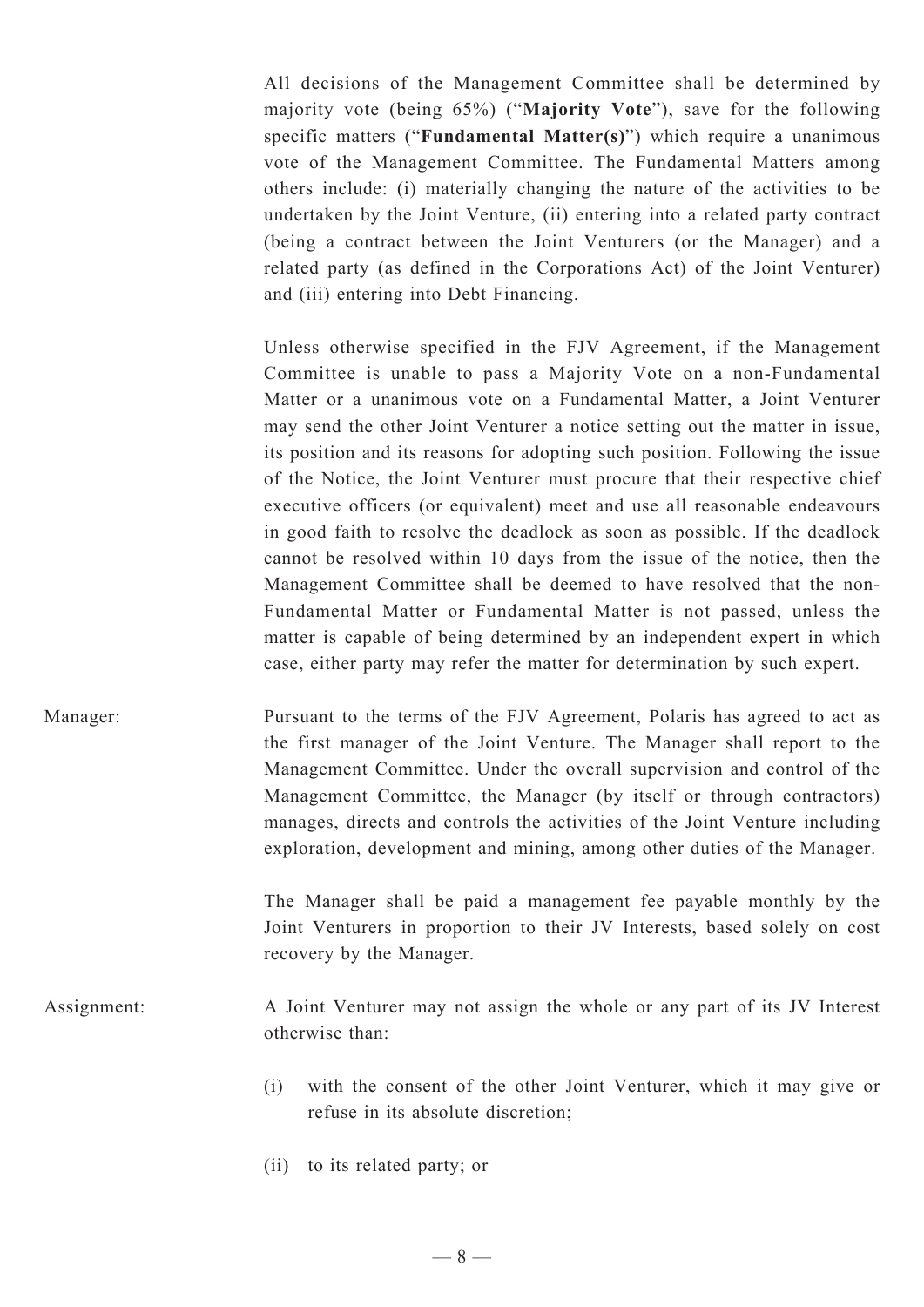All decisions of the Management Committee shall be determined by majority vote (being 65%) ("**Majority Vote**"), save for the following specific matters ("**Fundamental Matter(s)**") which require a unanimous vote of the Management Committee. The Fundamental Matters among others include: (i) materially changing the nature of the activities to be undertaken by the Joint Venture, (ii) entering into a related party contract (being a contract between the Joint Venturers (or the Manager) and a related party (as defined in the Corporations Act) of the Joint Venturer) and (iii) entering into Debt Financing.

Unless otherwise specified in the FJV Agreement, if the Management Committee is unable to pass a Majority Vote on a non-Fundamental Matter or a unanimous vote on a Fundamental Matter, a Joint Venturer may send the other Joint Venturer a notice setting out the matter in issue, its position and its reasons for adopting such position. Following the issue of the Notice, the Joint Venturer must procure that their respective chief executive officers (or equivalent) meet and use all reasonable endeavours in good faith to resolve the deadlock as soon as possible. If the deadlock cannot be resolved within 10 days from the issue of the notice, then the Management Committee shall be deemed to have resolved that the non-Fundamental Matter or Fundamental Matter is not passed, unless the matter is capable of being determined by an independent expert in which case, either party may refer the matter for determination by such expert.

Manager: Pursuant to the terms of the FJV Agreement, Polaris has agreed to act as the first manager of the Joint Venture. The Manager shall report to the Management Committee. Under the overall supervision and control of the Management Committee, the Manager (by itself or through contractors) manages, directs and controls the activities of the Joint Venture including exploration, development and mining, among other duties of the Manager.

The Manager shall be paid a management fee payable monthly by the Joint Venturers in proportion to their JV Interests, based solely on cost recovery by the Manager.

Assignment: A Joint Venturer may not assign the whole or any part of its JV Interest otherwise than:

(i) with the consent of the other Joint Venturer, which it may give or refuse in its absolute discretion;

(ii) to its related party; or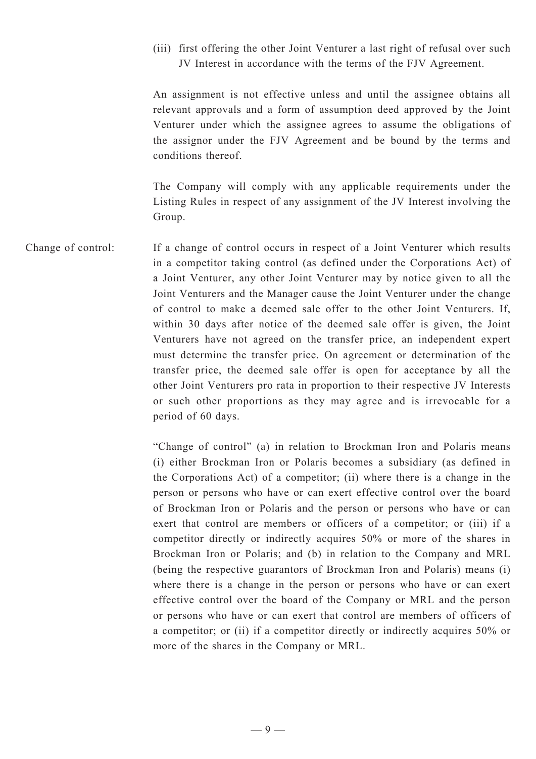(iii) first offering the other Joint Venturer a last right of refusal over such JV Interest in accordance with the terms of the FJV Agreement.

An assignment is not effective unless and until the assignee obtains all relevant approvals and a form of assumption deed approved by the Joint Venturer under which the assignee agrees to assume the obligations of the assignor under the FJV Agreement and be bound by the terms and conditions thereof.

The Company will comply with any applicable requirements under the Listing Rules in respect of any assignment of the JV Interest involving the Group.

Change of control: If a change of control occurs in respect of a Joint Venturer which results in a competitor taking control (as defined under the Corporations Act) of a Joint Venturer, any other Joint Venturer may by notice given to all the Joint Venturers and the Manager cause the Joint Venturer under the change of control to make a deemed sale offer to the other Joint Venturers. If, within 30 days after notice of the deemed sale offer is given, the Joint Venturers have not agreed on the transfer price, an independent expert must determine the transfer price. On agreement or determination of the transfer price, the deemed sale offer is open for acceptance by all the other Joint Venturers pro rata in proportion to their respective JV Interests or such other proportions as they may agree and is irrevocable for a period of 60 days.

"Change of control" (a) in relation to Brockman Iron and Polaris means (i) either Brockman Iron or Polaris becomes a subsidiary (as defined in the Corporations Act) of a competitor; (ii) where there is a change in the person or persons who have or can exert effective control over the board of Brockman Iron or Polaris and the person or persons who have or can exert that control are members or officers of a competitor; or (iii) if a competitor directly or indirectly acquires 50% or more of the shares in Brockman Iron or Polaris; and (b) in relation to the Company and MRL (being the respective guarantors of Brockman Iron and Polaris) means (i) where there is a change in the person or persons who have or can exert effective control over the board of the Company or MRL and the person or persons who have or can exert that control are members of officers of a competitor; or (ii) if a competitor directly or indirectly acquires 50% or more of the shares in the Company or MRL.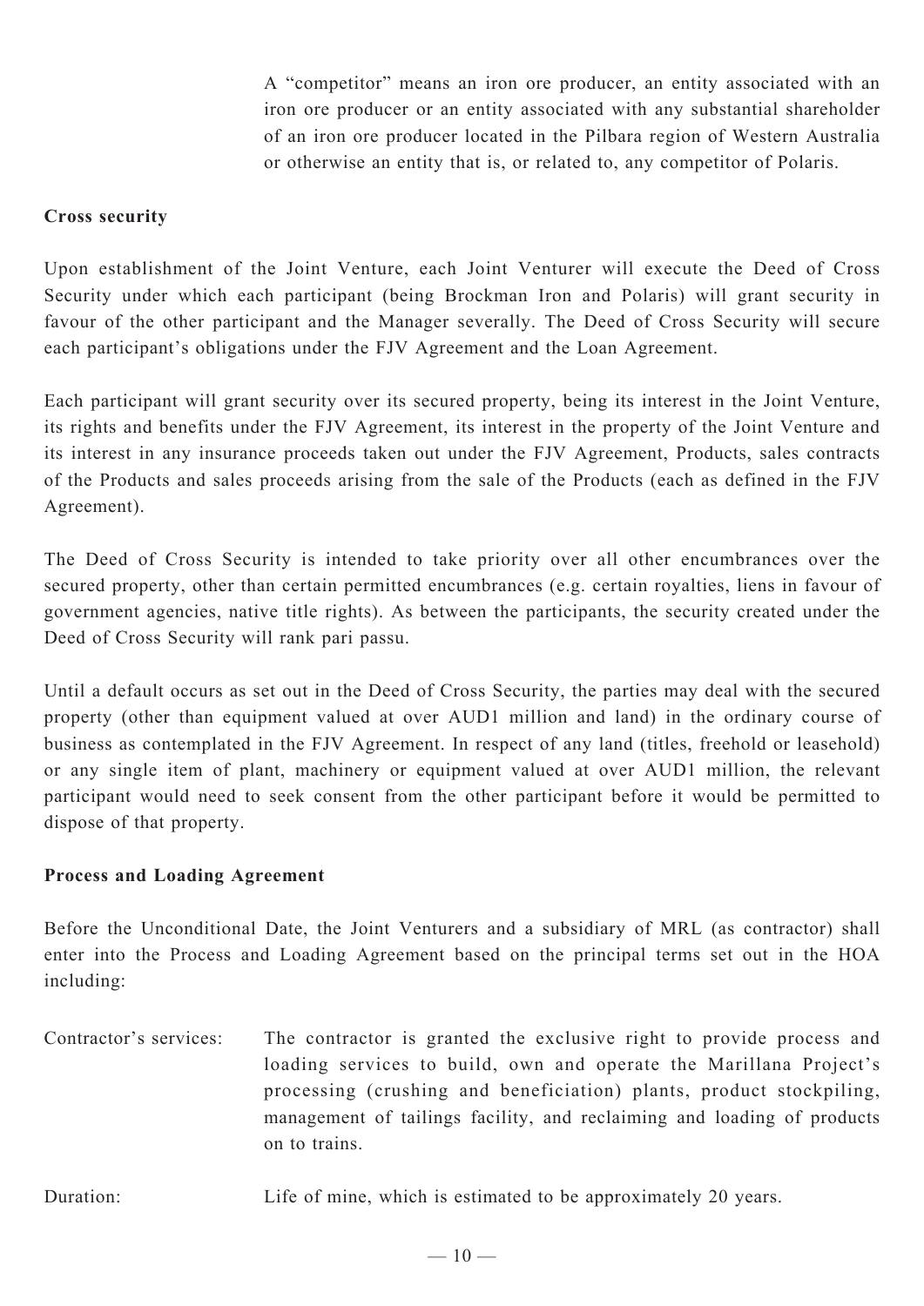A "competitor" means an iron ore producer, an entity associated with an iron ore producer or an entity associated with any substantial shareholder of an iron ore producer located in the Pilbara region of Western Australia or otherwise an entity that is, or related to, any competitor of Polaris.

**Cross security**

Upon establishment of the Joint Venture, each Joint Venturer will execute the Deed of Cross Security under which each participant (being Brockman Iron and Polaris) will grant security in favour of the other participant and the Manager severally. The Deed of Cross Security will secure each participant's obligations under the FJV Agreement and the Loan Agreement.

Each participant will grant security over its secured property, being its interest in the Joint Venture, its rights and benefits under the FJV Agreement, its interest in the property of the Joint Venture and its interest in any insurance proceeds taken out under the FJV Agreement, Products, sales contracts of the Products and sales proceeds arising from the sale of the Products (each as defined in the FJV Agreement).

The Deed of Cross Security is intended to take priority over all other encumbrances over the secured property, other than certain permitted encumbrances (e.g. certain royalties, liens in favour of government agencies, native title rights). As between the participants, the security created under the Deed of Cross Security will rank pari passu.

Until a default occurs as set out in the Deed of Cross Security, the parties may deal with the secured property (other than equipment valued at over AUD1 million and land) in the ordinary course of business as contemplated in the FJV Agreement. In respect of any land (titles, freehold or leasehold) or any single item of plant, machinery or equipment valued at over AUD1 million, the relevant participant would need to seek consent from the other participant before it would be permitted to dispose of that property.

**Process and Loading Agreement**

Before the Unconditional Date, the Joint Venturers and a subsidiary of MRL (as contractor) shall enter into the Process and Loading Agreement based on the principal terms set out in the HOA including:

Contractor's services: The contractor is granted the exclusive right to provide process and loading services to build, own and operate the Marillana Project's processing (crushing and beneficiation) plants, product stockpiling, management of tailings facility, and reclaiming and loading of products on to trains.

Duration: Life of mine, which is estimated to be approximately 20 years.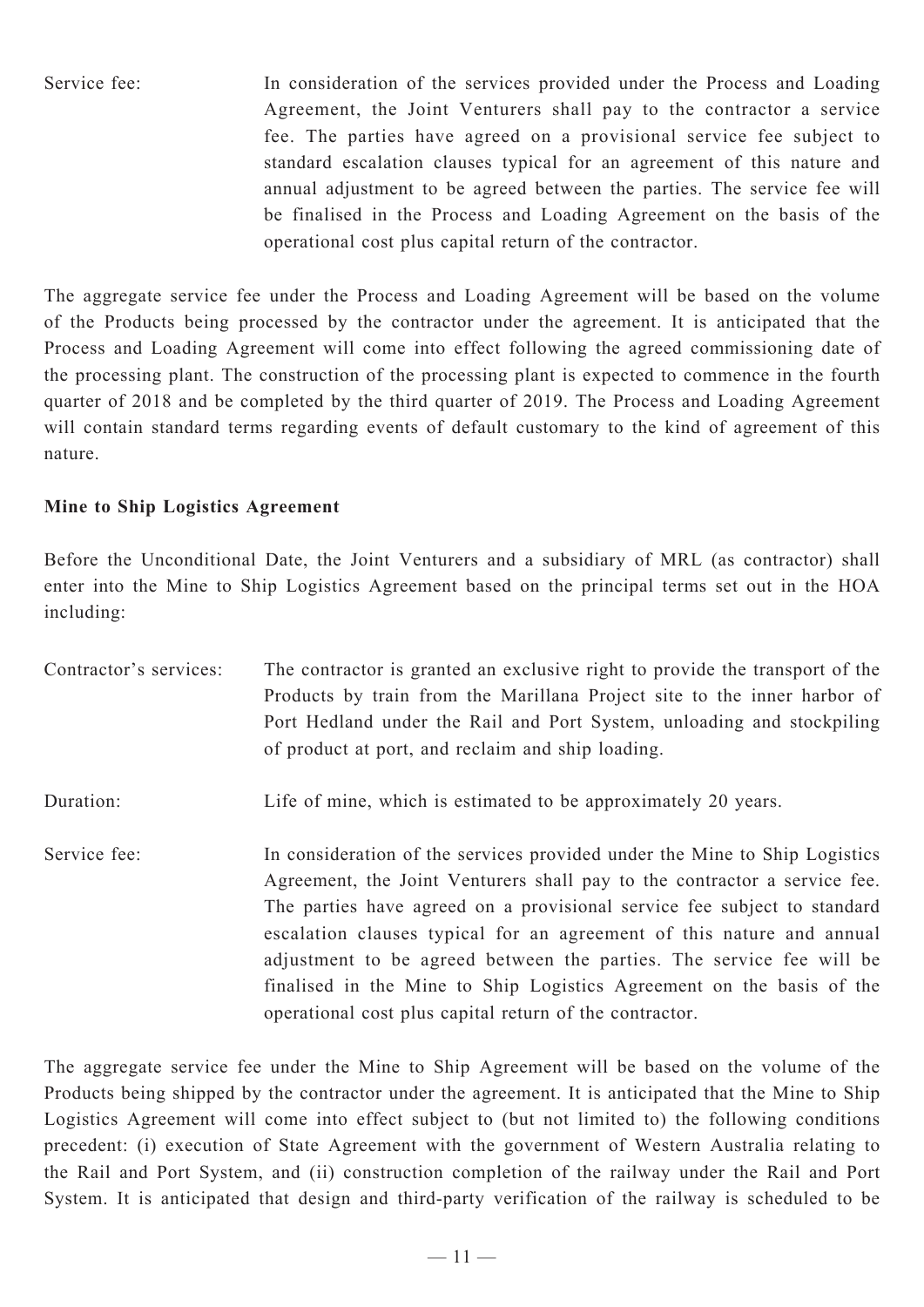| | |
|---|---|
| Service fee: | In consideration of the services provided under the Process and Loading Agreement, the Joint Venturers shall pay to the contractor a service fee. The parties have agreed on a provisional service fee subject to standard escalation clauses typical for an agreement of this nature and annual adjustment to be agreed between the parties. The service fee will be finalised in the Process and Loading Agreement on the basis of the operational cost plus capital return of the contractor. |

The aggregate service fee under the Process and Loading Agreement will be based on the volume of the Products being processed by the contractor under the agreement. It is anticipated that the Process and Loading Agreement will come into effect following the agreed commissioning date of the processing plant. The construction of the processing plant is expected to commence in the fourth quarter of 2018 and be completed by the third quarter of 2019. The Process and Loading Agreement will contain standard terms regarding events of default customary to the kind of agreement of this nature.

**Mine to Ship Logistics Agreement**

Before the Unconditional Date, the Joint Venturers and a subsidiary of MRL (as contractor) shall enter into the Mine to Ship Logistics Agreement based on the principal terms set out in the HOA including:

| | |
|---|---|
| Contractor's services: | The contractor is granted an exclusive right to provide the transport of the Products by train from the Marillana Project site to the inner harbor of Port Hedland under the Rail and Port System, unloading and stockpiling of product at port, and reclaim and ship loading. |
| Duration: | Life of mine, which is estimated to be approximately 20 years. |
| Service fee: | In consideration of the services provided under the Mine to Ship Logistics Agreement, the Joint Venturers shall pay to the contractor a service fee. The parties have agreed on a provisional service fee subject to standard escalation clauses typical for an agreement of this nature and annual adjustment to be agreed between the parties. The service fee will be finalised in the Mine to Ship Logistics Agreement on the basis of the operational cost plus capital return of the contractor. |

The aggregate service fee under the Mine to Ship Agreement will be based on the volume of the Products being shipped by the contractor under the agreement. It is anticipated that the Mine to Ship Logistics Agreement will come into effect subject to (but not limited to) the following conditions precedent: (i) execution of State Agreement with the government of Western Australia relating to the Rail and Port System, and (ii) construction completion of the railway under the Rail and Port System. It is anticipated that design and third-party verification of the railway is scheduled to be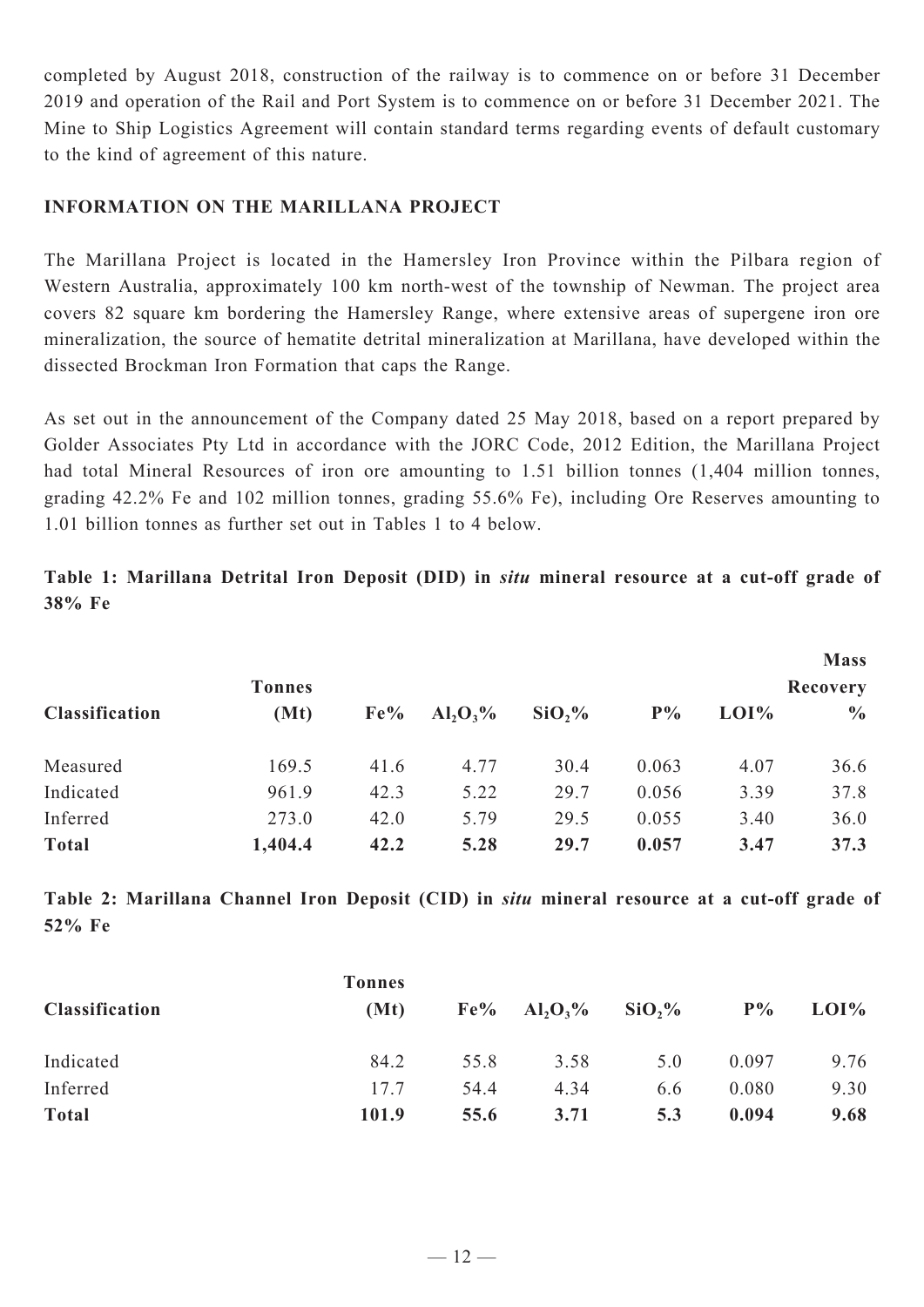completed by August 2018, construction of the railway is to commence on or before 31 December 2019 and operation of the Rail and Port System is to commence on or before 31 December 2021. The Mine to Ship Logistics Agreement will contain standard terms regarding events of default customary to the kind of agreement of this nature.

**INFORMATION ON THE MARILLANA PROJECT**

The Marillana Project is located in the Hamersley Iron Province within the Pilbara region of Western Australia, approximately 100 km north-west of the township of Newman. The project area covers 82 square km bordering the Hamersley Range, where extensive areas of supergene iron ore mineralization, the source of hematite detrital mineralization at Marillana, have developed within the dissected Brockman Iron Formation that caps the Range.

As set out in the announcement of the Company dated 25 May 2018, based on a report prepared by Golder Associates Pty Ltd in accordance with the JORC Code, 2012 Edition, the Marillana Project had total Mineral Resources of iron ore amounting to 1.51 billion tonnes (1,404 million tonnes, grading 42.2% Fe and 102 million tonnes, grading 55.6% Fe), including Ore Reserves amounting to 1.01 billion tonnes as further set out in Tables 1 to 4 below.

**Table 1: Marillana Detrital Iron Deposit (DID) in *situ* mineral resource at a cut-off grade of 38% Fe**

| Classification | Tonnes (Mt) | Fe% | $Al_2O_3$% | $SiO_2$% | P% | LOI% | Mass Recovery % |
|---|---|---|---|---|---|---|---|
| Measured | 169.5 | 41.6 | 4.77 | 30.4 | 0.063 | 4.07 | 36.6 |
| Indicated | 961.9 | 42.3 | 5.22 | 29.7 | 0.056 | 3.39 | 37.8 |
| Inferred | 273.0 | 42.0 | 5.79 | 29.5 | 0.055 | 3.40 | 36.0 |
| **Total** | **1,404.4** | **42.2** | **5.28** | **29.7** | **0.057** | **3.47** | **37.3** |

**Table 2: Marillana Channel Iron Deposit (CID) in *situ* mineral resource at a cut-off grade of 52% Fe**

| Classification | Tonnes (Mt) | Fe% | $Al_2O_3$% | $SiO_2$% | P% | LOI% |
|---|---|---|---|---|---|---|
| Indicated | 84.2 | 55.8 | 3.58 | 5.0 | 0.097 | 9.76 |
| Inferred | 17.7 | 54.4 | 4.34 | 6.6 | 0.080 | 9.30 |
| **Total** | **101.9** | **55.6** | **3.71** | **5.3** | **0.094** | **9.68** |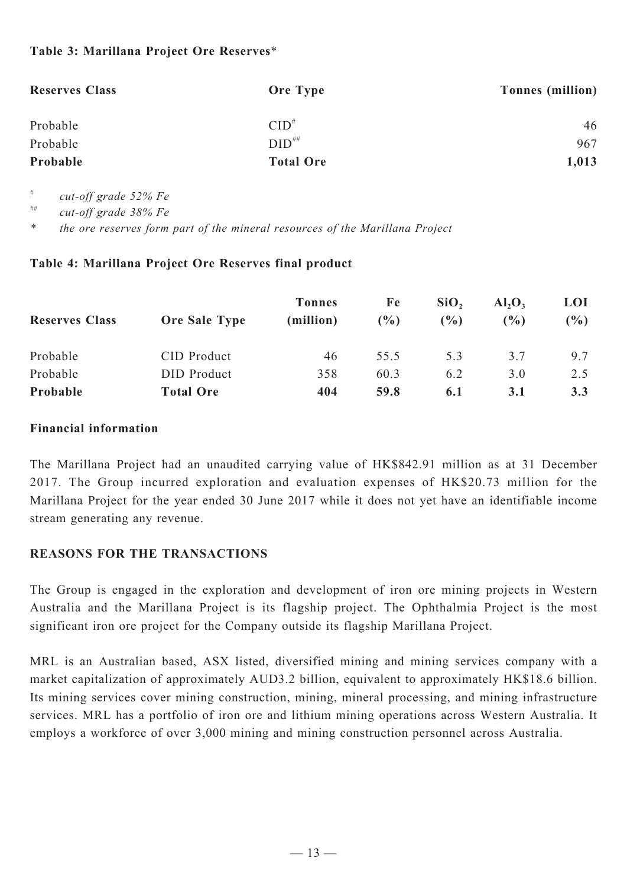**Table 3: Marillana Project Ore Reserves***

| Reserves Class | Ore Type | Tonnes (million) |
| --- | --- | --- |
| Probable | CID# | 46 |
| Probable | DID## | 967 |
| **Probable** | **Total Ore** | **1,013** |

\# *cut-off grade 52% Fe*

\## *cut-off grade 38% Fe*

\* *the ore reserves form part of the mineral resources of the Marillana Project*

**Table 4: Marillana Project Ore Reserves final product**

| Reserves Class | Ore Sale Type | Tonnes (million) | Fe (%) | $SiO_2$ (%) | $Al_2O_3$ (%) | LOI (%) |
| --- | --- | --- | --- | --- | --- | --- |
| Probable | CID Product | 46 | 55.5 | 5.3 | 3.7 | 9.7 |
| Probable | DID Product | 358 | 60.3 | 6.2 | 3.0 | 2.5 |
| **Probable** | **Total Ore** | **404** | **59.8** | **6.1** | **3.1** | **3.3** |

**Financial information**

The Marillana Project had an unaudited carrying value of HK$842.91 million as at 31 December 2017. The Group incurred exploration and evaluation expenses of HK$20.73 million for the Marillana Project for the year ended 30 June 2017 while it does not yet have an identifiable income stream generating any revenue.

## REASONS FOR THE TRANSACTIONS

The Group is engaged in the exploration and development of iron ore mining projects in Western Australia and the Marillana Project is its flagship project. The Ophthalmia Project is the most significant iron ore project for the Company outside its flagship Marillana Project.

MRL is an Australian based, ASX listed, diversified mining and mining services company with a market capitalization of approximately AUD3.2 billion, equivalent to approximately HK$18.6 billion. Its mining services cover mining construction, mining, mineral processing, and mining infrastructure services. MRL has a portfolio of iron ore and lithium mining operations across Western Australia. It employs a workforce of over 3,000 mining and mining construction personnel across Australia.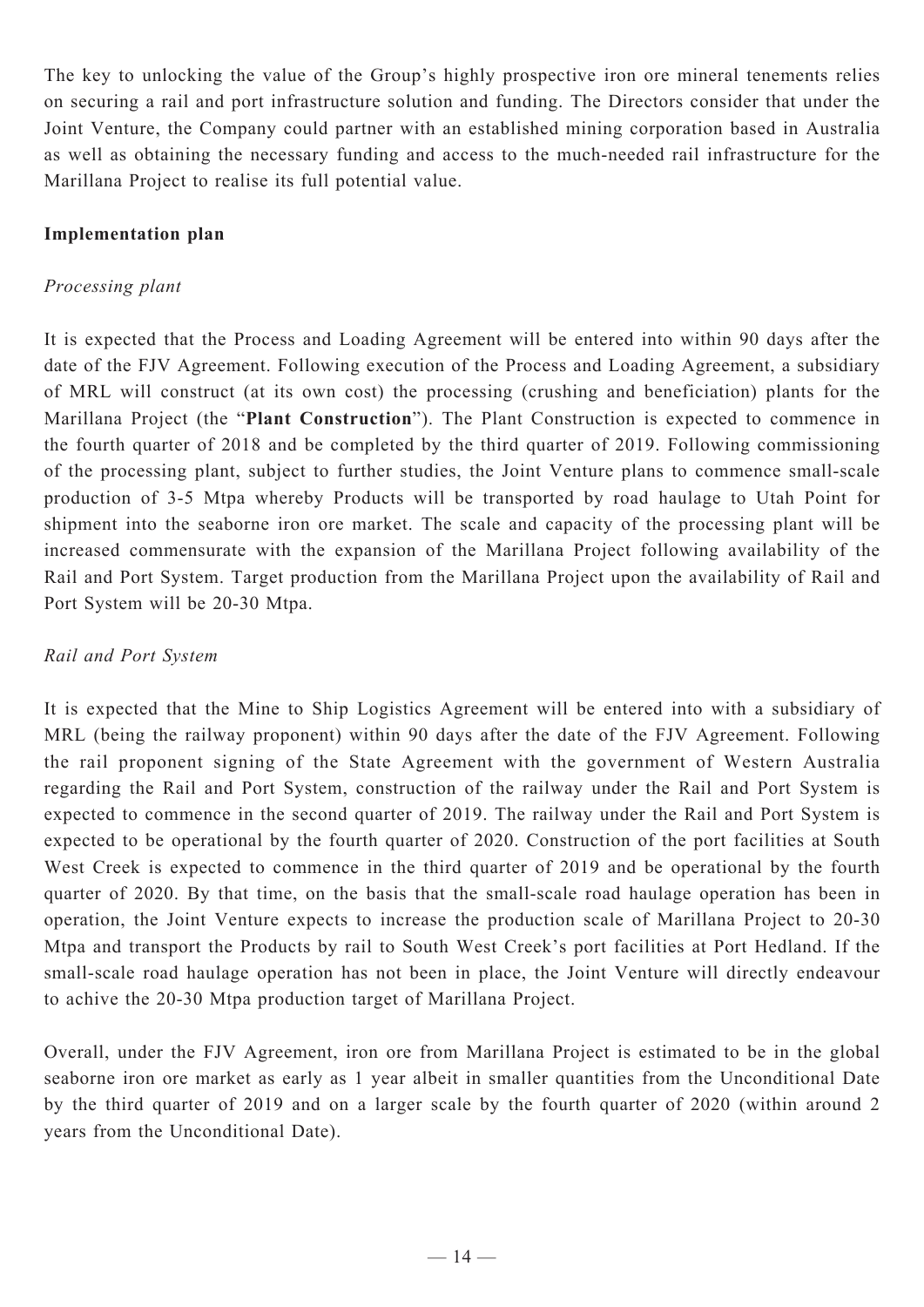The key to unlocking the value of the Group's highly prospective iron ore mineral tenements relies on securing a rail and port infrastructure solution and funding. The Directors consider that under the Joint Venture, the Company could partner with an established mining corporation based in Australia as well as obtaining the necessary funding and access to the much-needed rail infrastructure for the Marillana Project to realise its full potential value.

**Implementation plan**

*Processing plant*

It is expected that the Process and Loading Agreement will be entered into within 90 days after the date of the FJV Agreement. Following execution of the Process and Loading Agreement, a subsidiary of MRL will construct (at its own cost) the processing (crushing and beneficiation) plants for the Marillana Project (the "**Plant Construction**"). The Plant Construction is expected to commence in the fourth quarter of 2018 and be completed by the third quarter of 2019. Following commissioning of the processing plant, subject to further studies, the Joint Venture plans to commence small-scale production of 3-5 Mtpa whereby Products will be transported by road haulage to Utah Point for shipment into the seaborne iron ore market. The scale and capacity of the processing plant will be increased commensurate with the expansion of the Marillana Project following availability of the Rail and Port System. Target production from the Marillana Project upon the availability of Rail and Port System will be 20-30 Mtpa.

*Rail and Port System*

It is expected that the Mine to Ship Logistics Agreement will be entered into with a subsidiary of MRL (being the railway proponent) within 90 days after the date of the FJV Agreement. Following the rail proponent signing of the State Agreement with the government of Western Australia regarding the Rail and Port System, construction of the railway under the Rail and Port System is expected to commence in the second quarter of 2019. The railway under the Rail and Port System is expected to be operational by the fourth quarter of 2020. Construction of the port facilities at South West Creek is expected to commence in the third quarter of 2019 and be operational by the fourth quarter of 2020. By that time, on the basis that the small-scale road haulage operation has been in operation, the Joint Venture expects to increase the production scale of Marillana Project to 20-30 Mtpa and transport the Products by rail to South West Creek's port facilities at Port Hedland. If the small-scale road haulage operation has not been in place, the Joint Venture will directly endeavour to achive the 20-30 Mtpa production target of Marillana Project.

Overall, under the FJV Agreement, iron ore from Marillana Project is estimated to be in the global seaborne iron ore market as early as 1 year albeit in smaller quantities from the Unconditional Date by the third quarter of 2019 and on a larger scale by the fourth quarter of 2020 (within around 2 years from the Unconditional Date).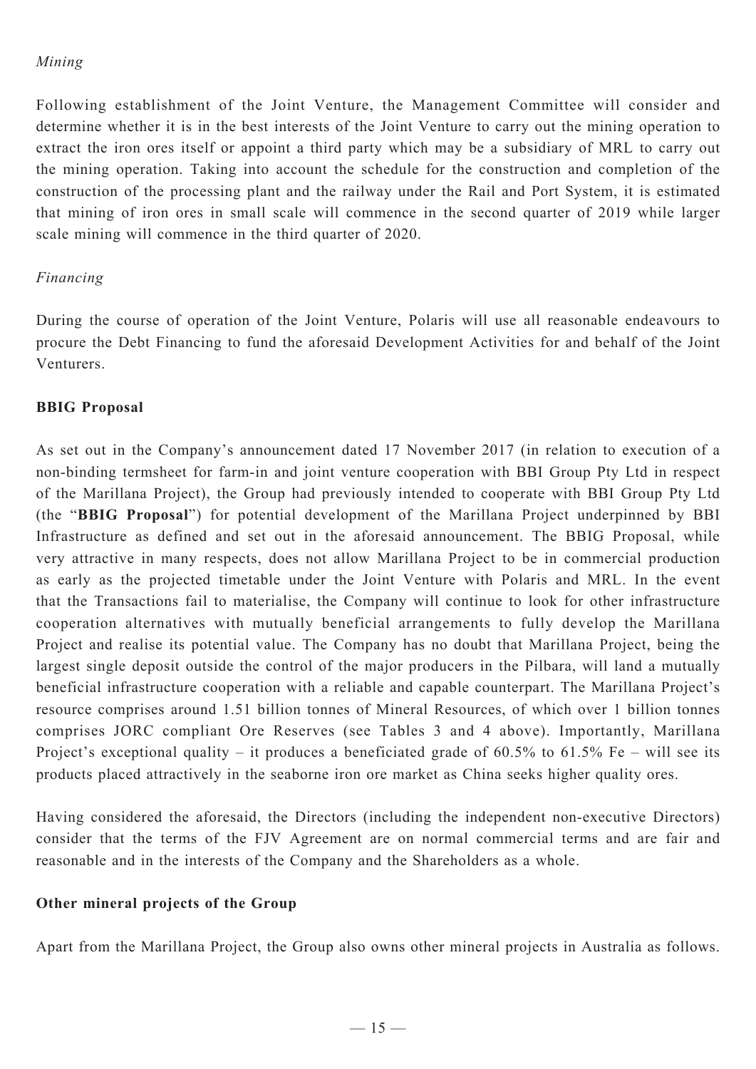*Mining*

Following establishment of the Joint Venture, the Management Committee will consider and determine whether it is in the best interests of the Joint Venture to carry out the mining operation to extract the iron ores itself or appoint a third party which may be a subsidiary of MRL to carry out the mining operation. Taking into account the schedule for the construction and completion of the construction of the processing plant and the railway under the Rail and Port System, it is estimated that mining of iron ores in small scale will commence in the second quarter of 2019 while larger scale mining will commence in the third quarter of 2020.

*Financing*

During the course of operation of the Joint Venture, Polaris will use all reasonable endeavours to procure the Debt Financing to fund the aforesaid Development Activities for and behalf of the Joint Venturers.

**BBIG Proposal**

As set out in the Company's announcement dated 17 November 2017 (in relation to execution of a non-binding termsheet for farm-in and joint venture cooperation with BBI Group Pty Ltd in respect of the Marillana Project), the Group had previously intended to cooperate with BBI Group Pty Ltd (the "**BBIG Proposal**") for potential development of the Marillana Project underpinned by BBI Infrastructure as defined and set out in the aforesaid announcement. The BBIG Proposal, while very attractive in many respects, does not allow Marillana Project to be in commercial production as early as the projected timetable under the Joint Venture with Polaris and MRL. In the event that the Transactions fail to materialise, the Company will continue to look for other infrastructure cooperation alternatives with mutually beneficial arrangements to fully develop the Marillana Project and realise its potential value. The Company has no doubt that Marillana Project, being the largest single deposit outside the control of the major producers in the Pilbara, will land a mutually beneficial infrastructure cooperation with a reliable and capable counterpart. The Marillana Project's resource comprises around 1.51 billion tonnes of Mineral Resources, of which over 1 billion tonnes comprises JORC compliant Ore Reserves (see Tables 3 and 4 above). Importantly, Marillana Project's exceptional quality – it produces a beneficiated grade of 60.5% to 61.5% Fe – will see its products placed attractively in the seaborne iron ore market as China seeks higher quality ores.

Having considered the aforesaid, the Directors (including the independent non-executive Directors) consider that the terms of the FJV Agreement are on normal commercial terms and are fair and reasonable and in the interests of the Company and the Shareholders as a whole.

**Other mineral projects of the Group**

Apart from the Marillana Project, the Group also owns other mineral projects in Australia as follows.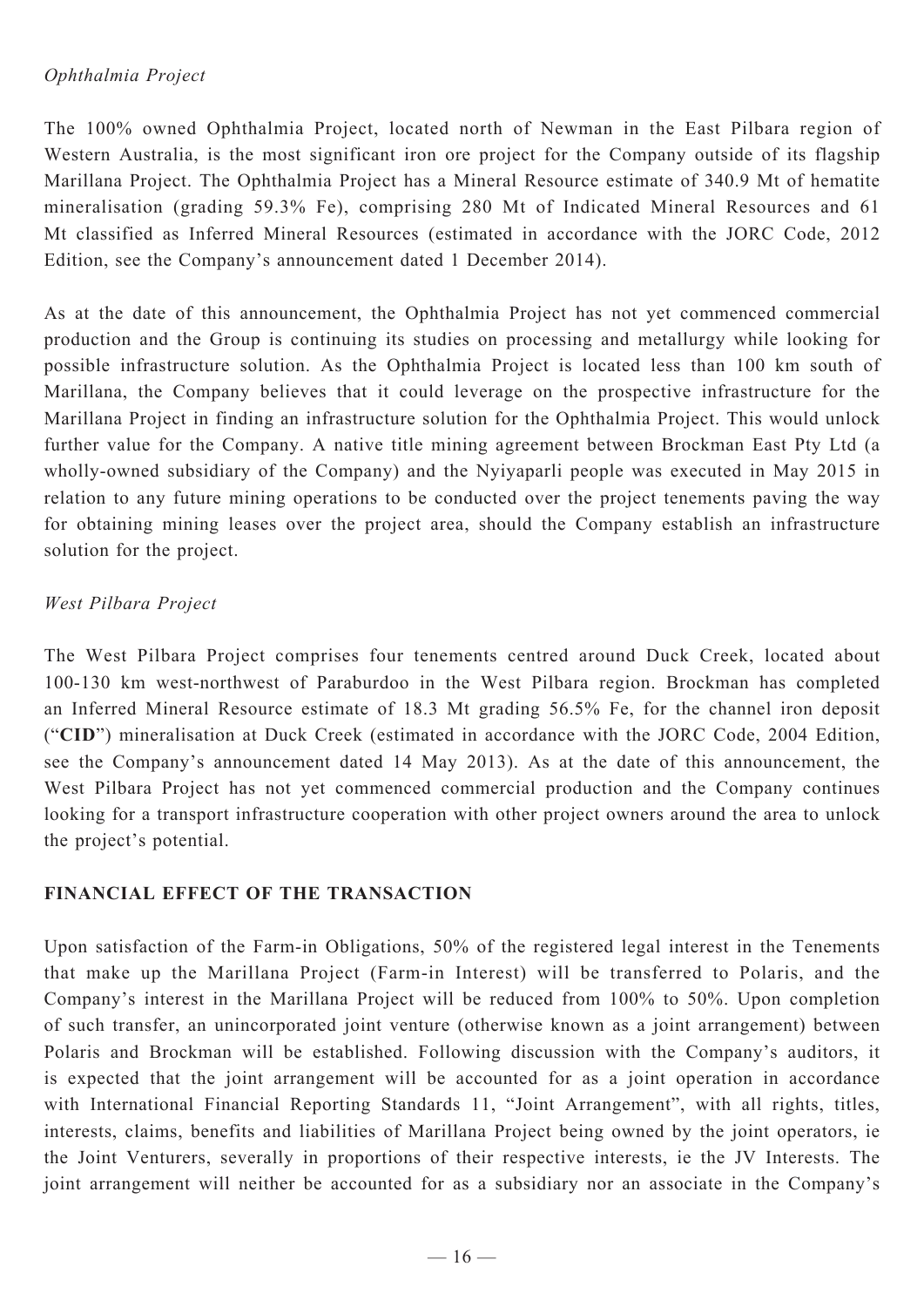*Ophthalmia Project*

The 100% owned Ophthalmia Project, located north of Newman in the East Pilbara region of Western Australia, is the most significant iron ore project for the Company outside of its flagship Marillana Project. The Ophthalmia Project has a Mineral Resource estimate of 340.9 Mt of hematite mineralisation (grading 59.3% Fe), comprising 280 Mt of Indicated Mineral Resources and 61 Mt classified as Inferred Mineral Resources (estimated in accordance with the JORC Code, 2012 Edition, see the Company's announcement dated 1 December 2014).

As at the date of this announcement, the Ophthalmia Project has not yet commenced commercial production and the Group is continuing its studies on processing and metallurgy while looking for possible infrastructure solution. As the Ophthalmia Project is located less than 100 km south of Marillana, the Company believes that it could leverage on the prospective infrastructure for the Marillana Project in finding an infrastructure solution for the Ophthalmia Project. This would unlock further value for the Company. A native title mining agreement between Brockman East Pty Ltd (a wholly-owned subsidiary of the Company) and the Nyiyaparli people was executed in May 2015 in relation to any future mining operations to be conducted over the project tenements paving the way for obtaining mining leases over the project area, should the Company establish an infrastructure solution for the project.

*West Pilbara Project*

The West Pilbara Project comprises four tenements centred around Duck Creek, located about 100-130 km west-northwest of Paraburdoo in the West Pilbara region. Brockman has completed an Inferred Mineral Resource estimate of 18.3 Mt grading 56.5% Fe, for the channel iron deposit ("**CID**") mineralisation at Duck Creek (estimated in accordance with the JORC Code, 2004 Edition, see the Company's announcement dated 14 May 2013). As at the date of this announcement, the West Pilbara Project has not yet commenced commercial production and the Company continues looking for a transport infrastructure cooperation with other project owners around the area to unlock the project's potential.

## FINANCIAL EFFECT OF THE TRANSACTION

Upon satisfaction of the Farm-in Obligations, 50% of the registered legal interest in the Tenements that make up the Marillana Project (Farm-in Interest) will be transferred to Polaris, and the Company's interest in the Marillana Project will be reduced from 100% to 50%. Upon completion of such transfer, an unincorporated joint venture (otherwise known as a joint arrangement) between Polaris and Brockman will be established. Following discussion with the Company's auditors, it is expected that the joint arrangement will be accounted for as a joint operation in accordance with International Financial Reporting Standards 11, "Joint Arrangement", with all rights, titles, interests, claims, benefits and liabilities of Marillana Project being owned by the joint operators, ie the Joint Venturers, severally in proportions of their respective interests, ie the JV Interests. The joint arrangement will neither be accounted for as a subsidiary nor an associate in the Company's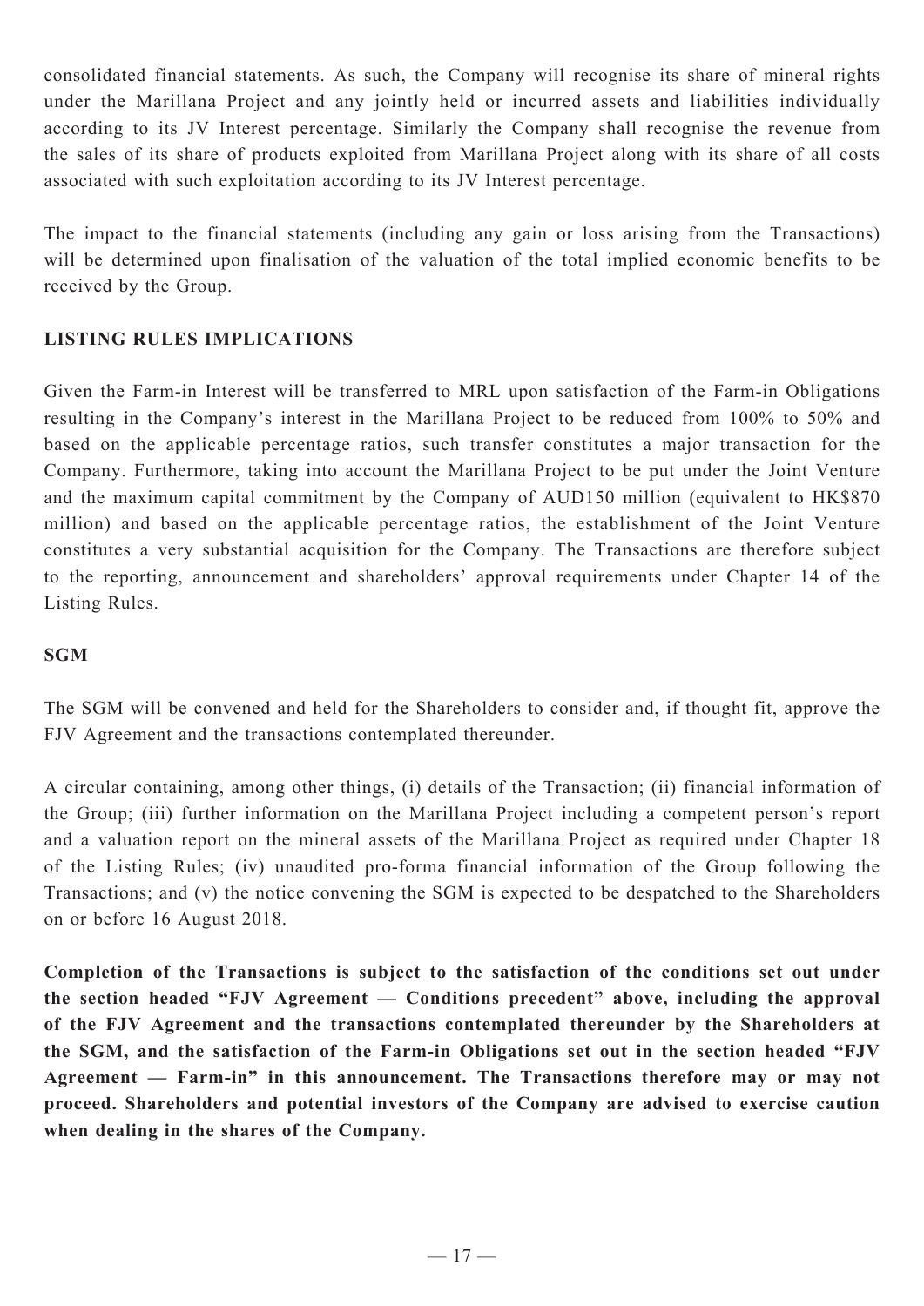consolidated financial statements. As such, the Company will recognise its share of mineral rights under the Marillana Project and any jointly held or incurred assets and liabilities individually according to its JV Interest percentage. Similarly the Company shall recognise the revenue from the sales of its share of products exploited from Marillana Project along with its share of all costs associated with such exploitation according to its JV Interest percentage.

The impact to the financial statements (including any gain or loss arising from the Transactions) will be determined upon finalisation of the valuation of the total implied economic benefits to be received by the Group.

## LISTING RULES IMPLICATIONS

Given the Farm-in Interest will be transferred to MRL upon satisfaction of the Farm-in Obligations resulting in the Company's interest in the Marillana Project to be reduced from 100% to 50% and based on the applicable percentage ratios, such transfer constitutes a major transaction for the Company. Furthermore, taking into account the Marillana Project to be put under the Joint Venture and the maximum capital commitment by the Company of AUD150 million (equivalent to HK$870 million) and based on the applicable percentage ratios, the establishment of the Joint Venture constitutes a very substantial acquisition for the Company. The Transactions are therefore subject to the reporting, announcement and shareholders' approval requirements under Chapter 14 of the Listing Rules.

## SGM

The SGM will be convened and held for the Shareholders to consider and, if thought fit, approve the FJV Agreement and the transactions contemplated thereunder.

A circular containing, among other things, (i) details of the Transaction; (ii) financial information of the Group; (iii) further information on the Marillana Project including a competent person's report and a valuation report on the mineral assets of the Marillana Project as required under Chapter 18 of the Listing Rules; (iv) unaudited pro-forma financial information of the Group following the Transactions; and (v) the notice convening the SGM is expected to be despatched to the Shareholders on or before 16 August 2018.

**Completion of the Transactions is subject to the satisfaction of the conditions set out under the section headed "FJV Agreement — Conditions precedent" above, including the approval of the FJV Agreement and the transactions contemplated thereunder by the Shareholders at the SGM, and the satisfaction of the Farm-in Obligations set out in the section headed "FJV Agreement — Farm-in" in this announcement. The Transactions therefore may or may not proceed. Shareholders and potential investors of the Company are advised to exercise caution when dealing in the shares of the Company.**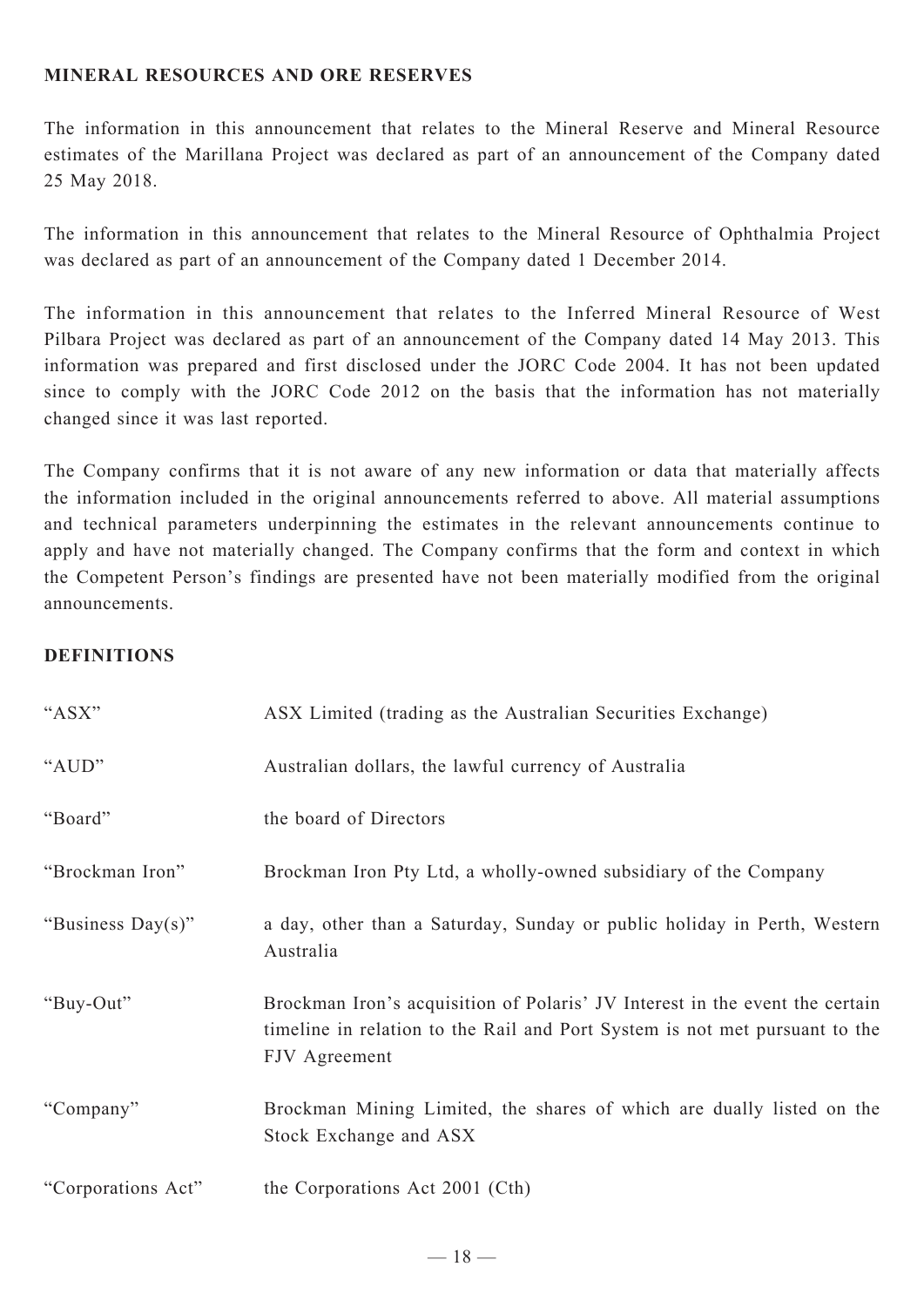## MINERAL RESOURCES AND ORE RESERVES

The information in this announcement that relates to the Mineral Reserve and Mineral Resource estimates of the Marillana Project was declared as part of an announcement of the Company dated 25 May 2018.

The information in this announcement that relates to the Mineral Resource of Ophthalmia Project was declared as part of an announcement of the Company dated 1 December 2014.

The information in this announcement that relates to the Inferred Mineral Resource of West Pilbara Project was declared as part of an announcement of the Company dated 14 May 2013. This information was prepared and first disclosed under the JORC Code 2004. It has not been updated since to comply with the JORC Code 2012 on the basis that the information has not materially changed since it was last reported.

The Company confirms that it is not aware of any new information or data that materially affects the information included in the original announcements referred to above. All material assumptions and technical parameters underpinning the estimates in the relevant announcements continue to apply and have not materially changed. The Company confirms that the form and context in which the Competent Person's findings are presented have not been materially modified from the original announcements.

## DEFINITIONS

| | |
|---|---|
| "ASX" | ASX Limited (trading as the Australian Securities Exchange) |
| "AUD" | Australian dollars, the lawful currency of Australia |
| "Board" | the board of Directors |
| "Brockman Iron" | Brockman Iron Pty Ltd, a wholly-owned subsidiary of the Company |
| "Business Day(s)" | a day, other than a Saturday, Sunday or public holiday in Perth, Western Australia |
| "Buy-Out" | Brockman Iron's acquisition of Polaris' JV Interest in the event the certain timeline in relation to the Rail and Port System is not met pursuant to the FJV Agreement |
| "Company" | Brockman Mining Limited, the shares of which are dually listed on the Stock Exchange and ASX |
| "Corporations Act" | the Corporations Act 2001 (Cth) |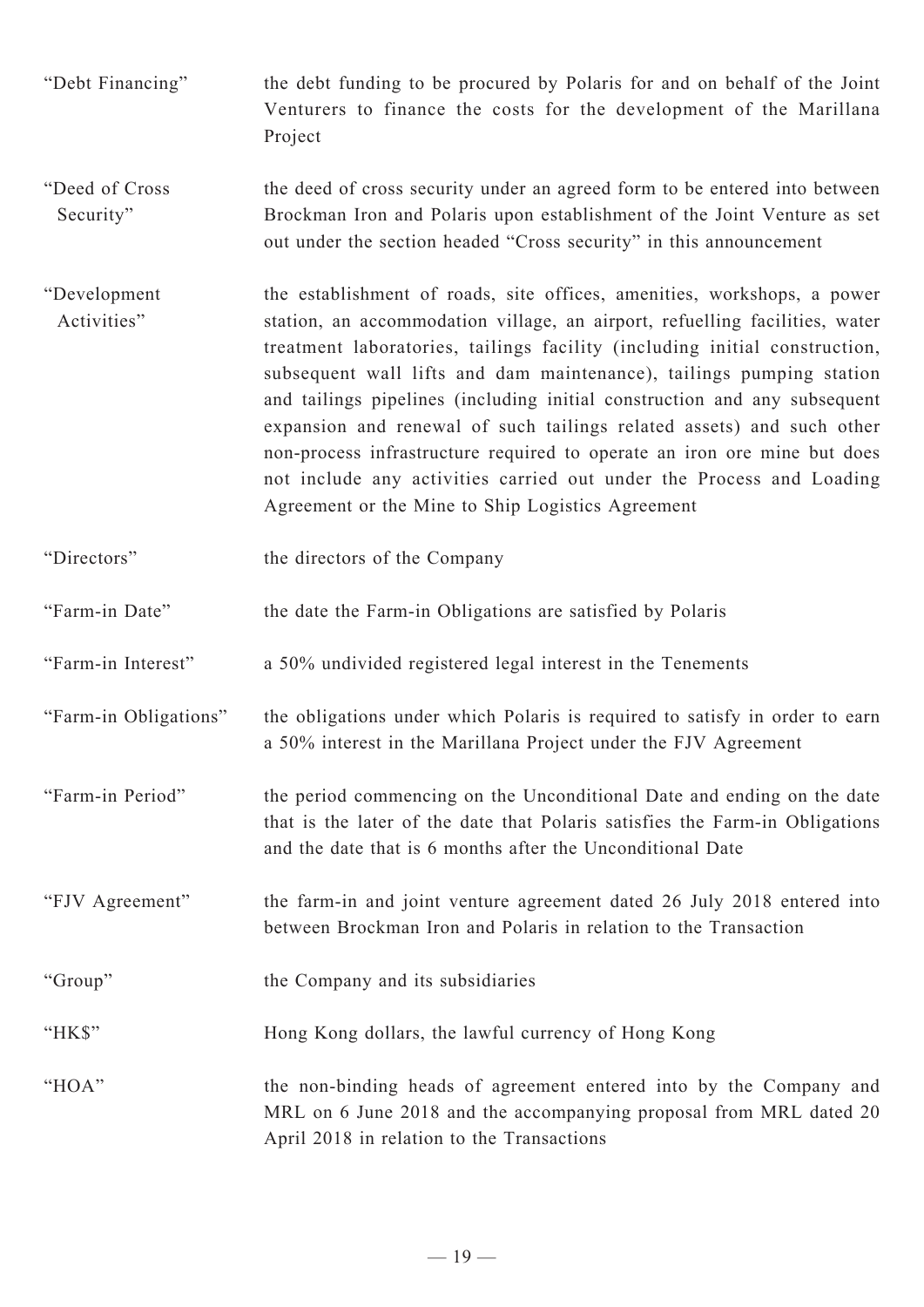| | |
|---|---|
| "Debt Financing" | the debt funding to be procured by Polaris for and on behalf of the Joint Venturers to finance the costs for the development of the Marillana Project |
| "Deed of Cross Security" | the deed of cross security under an agreed form to be entered into between Brockman Iron and Polaris upon establishment of the Joint Venture as set out under the section headed "Cross security" in this announcement |
| "Development Activities" | the establishment of roads, site offices, amenities, workshops, a power station, an accommodation village, an airport, refuelling facilities, water treatment laboratories, tailings facility (including initial construction, subsequent wall lifts and dam maintenance), tailings pumping station and tailings pipelines (including initial construction and any subsequent expansion and renewal of such tailings related assets) and such other non-process infrastructure required to operate an iron ore mine but does not include any activities carried out under the Process and Loading Agreement or the Mine to Ship Logistics Agreement |
| "Directors" | the directors of the Company |
| "Farm-in Date" | the date the Farm-in Obligations are satisfied by Polaris |
| "Farm-in Interest" | a 50% undivided registered legal interest in the Tenements |
| "Farm-in Obligations" | the obligations under which Polaris is required to satisfy in order to earn a 50% interest in the Marillana Project under the FJV Agreement |
| "Farm-in Period" | the period commencing on the Unconditional Date and ending on the date that is the later of the date that Polaris satisfies the Farm-in Obligations and the date that is 6 months after the Unconditional Date |
| "FJV Agreement" | the farm-in and joint venture agreement dated 26 July 2018 entered into between Brockman Iron and Polaris in relation to the Transaction |
| "Group" | the Company and its subsidiaries |
| "HK$" | Hong Kong dollars, the lawful currency of Hong Kong |
| "HOA" | the non-binding heads of agreement entered into by the Company and MRL on 6 June 2018 and the accompanying proposal from MRL dated 20 April 2018 in relation to the Transactions |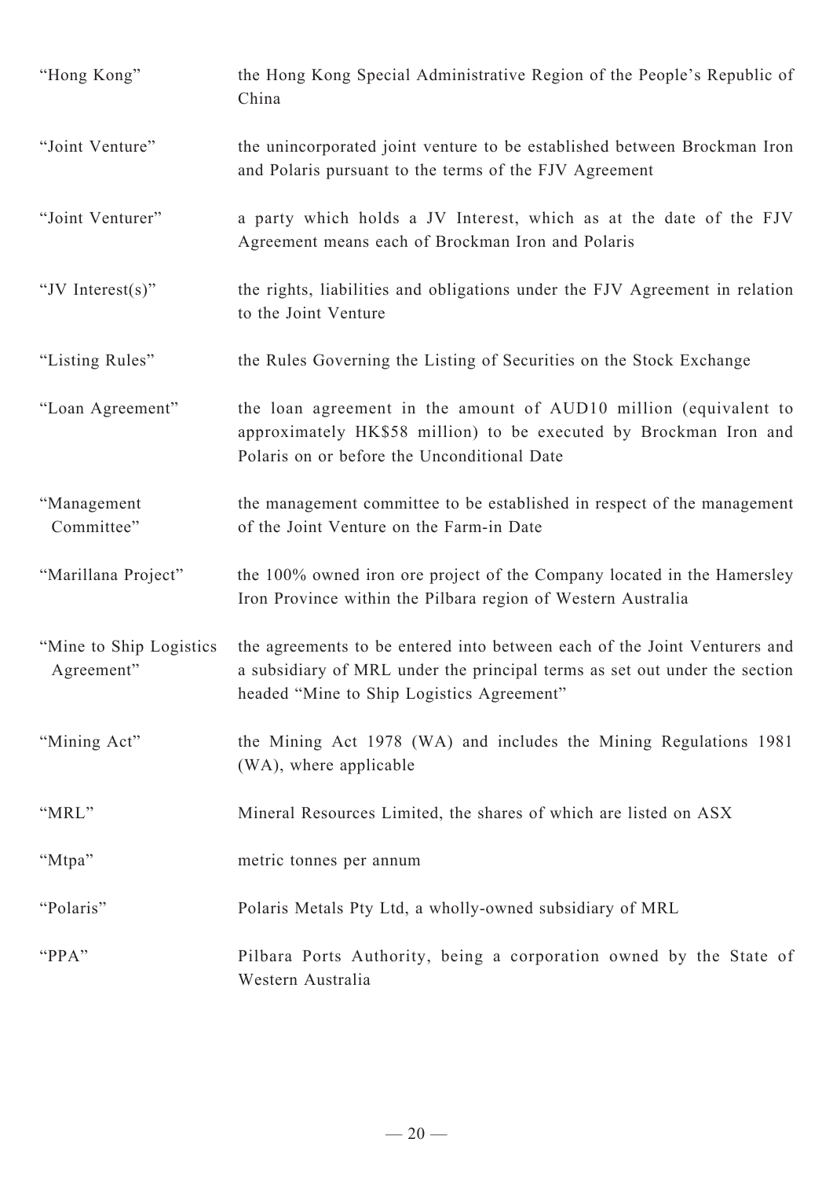| | |
|---|---|
| "Hong Kong" | the Hong Kong Special Administrative Region of the People's Republic of China |
| "Joint Venture" | the unincorporated joint venture to be established between Brockman Iron and Polaris pursuant to the terms of the FJV Agreement |
| "Joint Venturer" | a party which holds a JV Interest, which as at the date of the FJV Agreement means each of Brockman Iron and Polaris |
| "JV Interest(s)" | the rights, liabilities and obligations under the FJV Agreement in relation to the Joint Venture |
| "Listing Rules" | the Rules Governing the Listing of Securities on the Stock Exchange |
| "Loan Agreement" | the loan agreement in the amount of AUD10 million (equivalent to approximately HK$58 million) to be executed by Brockman Iron and Polaris on or before the Unconditional Date |
| "Management Committee" | the management committee to be established in respect of the management of the Joint Venture on the Farm-in Date |
| "Marillana Project" | the 100% owned iron ore project of the Company located in the Hamersley Iron Province within the Pilbara region of Western Australia |
| "Mine to Ship Logistics Agreement" | the agreements to be entered into between each of the Joint Venturers and a subsidiary of MRL under the principal terms as set out under the section headed "Mine to Ship Logistics Agreement" |
| "Mining Act" | the Mining Act 1978 (WA) and includes the Mining Regulations 1981 (WA), where applicable |
| "MRL" | Mineral Resources Limited, the shares of which are listed on ASX |
| "Mtpa" | metric tonnes per annum |
| "Polaris" | Polaris Metals Pty Ltd, a wholly-owned subsidiary of MRL |
| "PPA" | Pilbara Ports Authority, being a corporation owned by the State of Western Australia |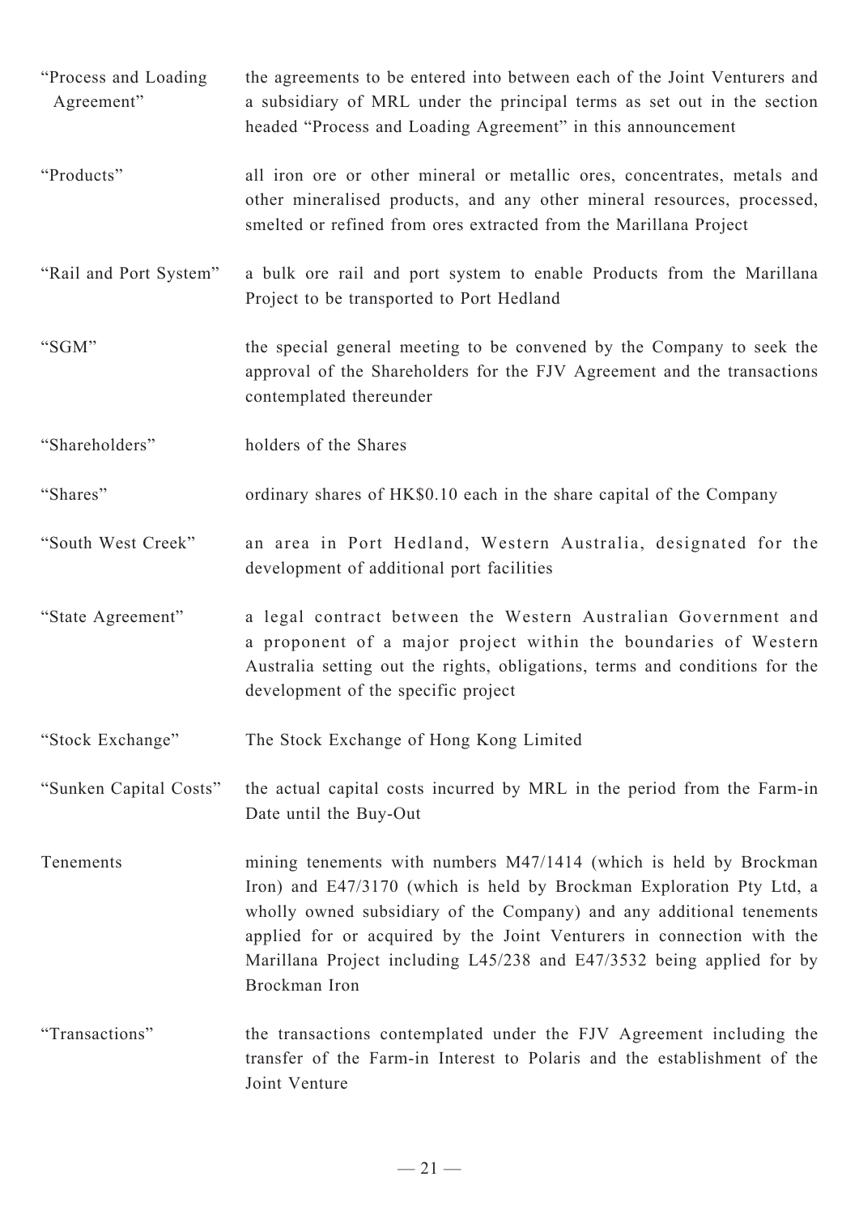| | |
|---|---|
| "Process and Loading Agreement" | the agreements to be entered into between each of the Joint Venturers and a subsidiary of MRL under the principal terms as set out in the section headed "Process and Loading Agreement" in this announcement |
| "Products" | all iron ore or other mineral or metallic ores, concentrates, metals and other mineralised products, and any other mineral resources, processed, smelted or refined from ores extracted from the Marillana Project |
| "Rail and Port System" | a bulk ore rail and port system to enable Products from the Marillana Project to be transported to Port Hedland |
| "SGM" | the special general meeting to be convened by the Company to seek the approval of the Shareholders for the FJV Agreement and the transactions contemplated thereunder |
| "Shareholders" | holders of the Shares |
| "Shares" | ordinary shares of HK$0.10 each in the share capital of the Company |
| "South West Creek" | an area in Port Hedland, Western Australia, designated for the development of additional port facilities |
| "State Agreement" | a legal contract between the Western Australian Government and a proponent of a major project within the boundaries of Western Australia setting out the rights, obligations, terms and conditions for the development of the specific project |
| "Stock Exchange" | The Stock Exchange of Hong Kong Limited |
| "Sunken Capital Costs" | the actual capital costs incurred by MRL in the period from the Farm-in Date until the Buy-Out |
| Tenements | mining tenements with numbers M47/1414 (which is held by Brockman Iron) and E47/3170 (which is held by Brockman Exploration Pty Ltd, a wholly owned subsidiary of the Company) and any additional tenements applied for or acquired by the Joint Venturers in connection with the Marillana Project including L45/238 and E47/3532 being applied for by Brockman Iron |
| "Transactions" | the transactions contemplated under the FJV Agreement including the transfer of the Farm-in Interest to Polaris and the establishment of the Joint Venture |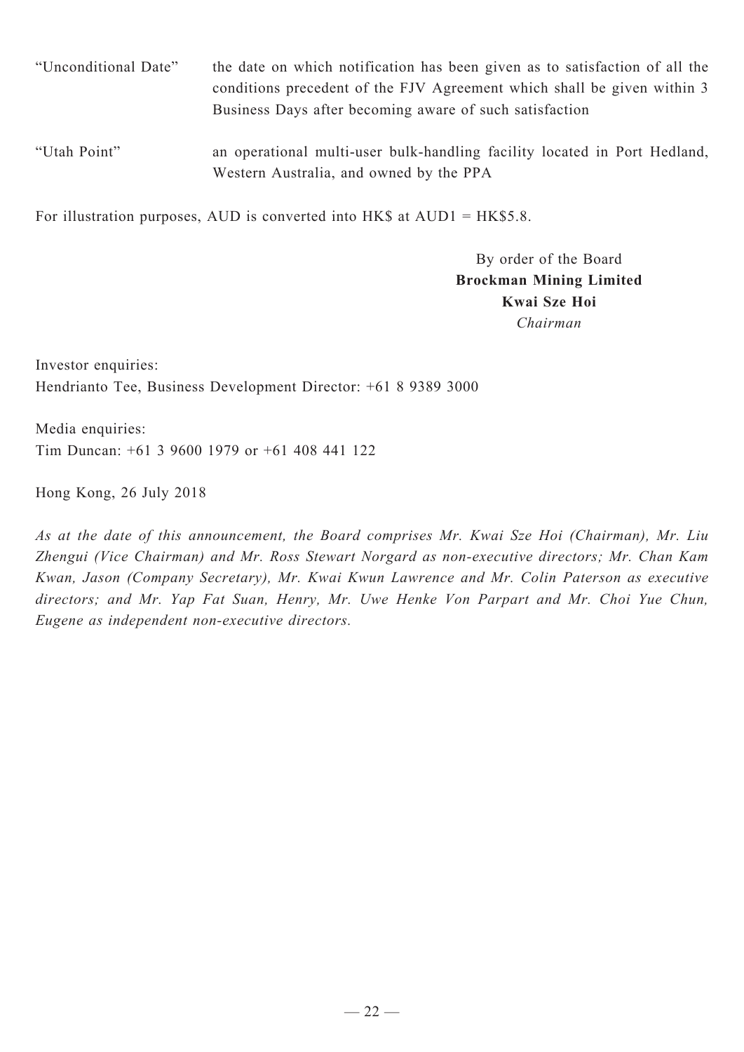| | |
|---|---|
| "Unconditional Date" | the date on which notification has been given as to satisfaction of all the conditions precedent of the FJV Agreement which shall be given within 3 Business Days after becoming aware of such satisfaction |
| "Utah Point" | an operational multi-user bulk-handling facility located in Port Hedland, Western Australia, and owned by the PPA |

For illustration purposes, AUD is converted into HK$ at AUD1 = HK$5.8.

By order of the Board
**Brockman Mining Limited**
**Kwai Sze Hoi**
*Chairman*

Investor enquiries:
Hendrianto Tee, Business Development Director: +61 8 9389 3000

Media enquiries:
Tim Duncan: +61 3 9600 1979 or +61 408 441 122

Hong Kong, 26 July 2018

*As at the date of this announcement, the Board comprises Mr. Kwai Sze Hoi (Chairman), Mr. Liu Zhengui (Vice Chairman) and Mr. Ross Stewart Norgard as non-executive directors; Mr. Chan Kam Kwan, Jason (Company Secretary), Mr. Kwai Kwun Lawrence and Mr. Colin Paterson as executive directors; and Mr. Yap Fat Suan, Henry, Mr. Uwe Henke Von Parpart and Mr. Choi Yue Chun, Eugene as independent non-executive directors.*